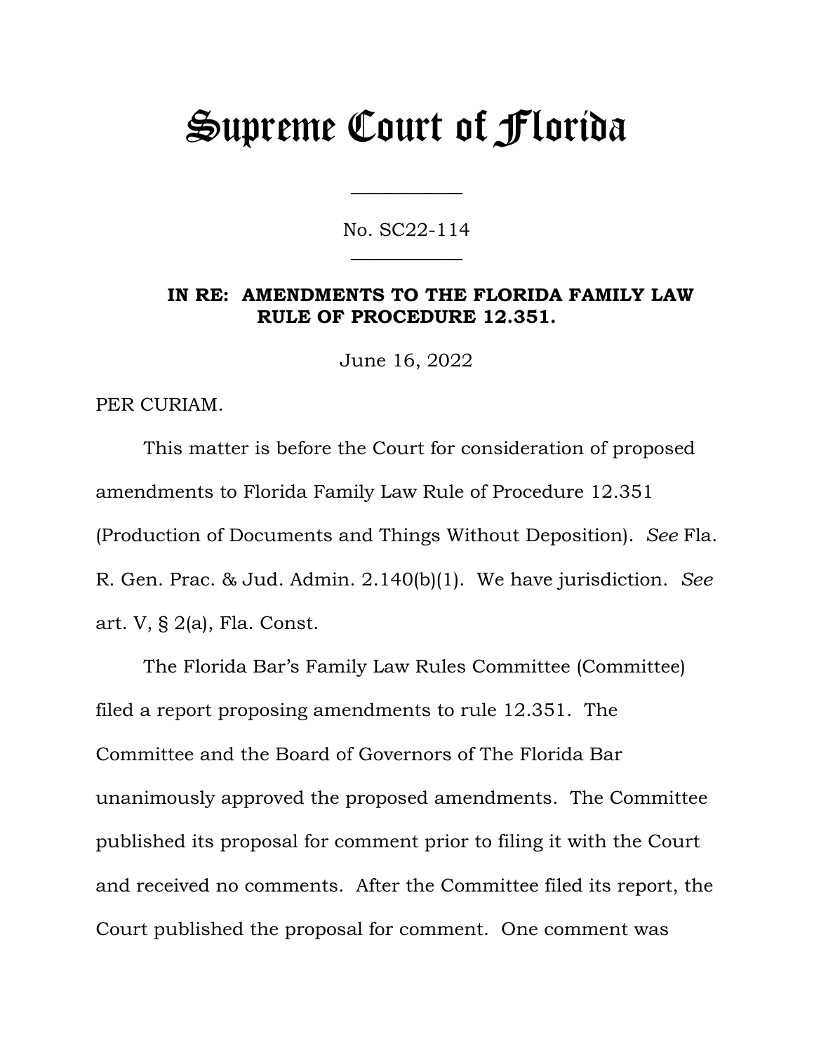# Supreme Court of Florida

---

No. SC22-114

---

**IN RE: AMENDMENTS TO THE FLORIDA FAMILY LAW RULE OF PROCEDURE 12.351.**

June 16, 2022

PER CURIAM.

This matter is before the Court for consideration of proposed amendments to Florida Family Law Rule of Procedure 12.351 (Production of Documents and Things Without Deposition). *See* Fla. R. Gen. Prac. & Jud. Admin. 2.140(b)(1). We have jurisdiction. *See* art. V, § 2(a), Fla. Const.

The Florida Bar's Family Law Rules Committee (Committee) filed a report proposing amendments to rule 12.351. The Committee and the Board of Governors of The Florida Bar unanimously approved the proposed amendments. The Committee published its proposal for comment prior to filing it with the Court and received no comments. After the Committee filed its report, the Court published the proposal for comment. One comment was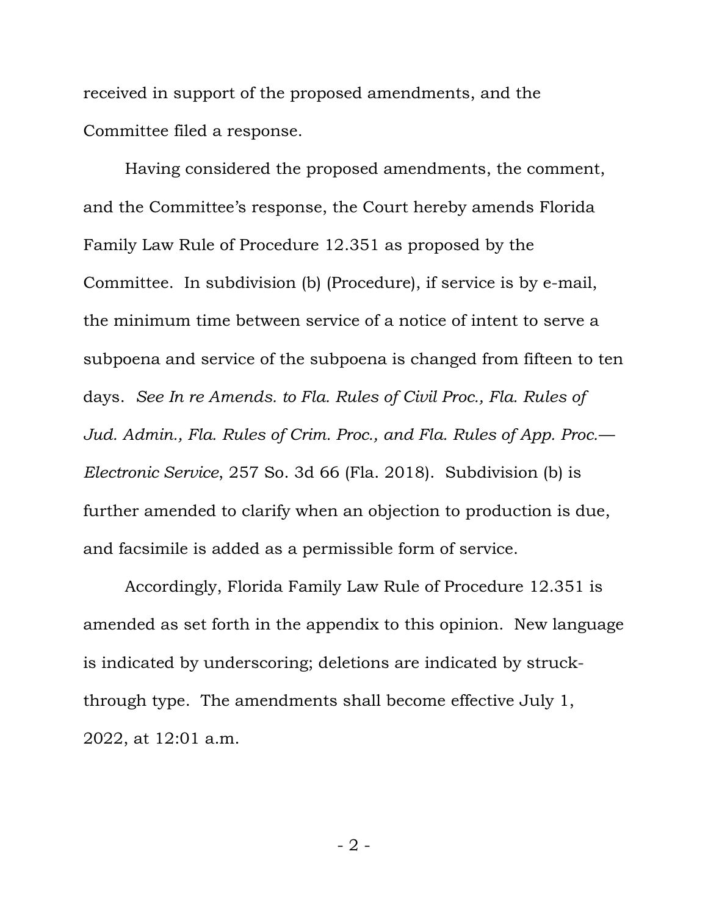received in support of the proposed amendments, and the Committee filed a response.

Having considered the proposed amendments, the comment, and the Committee's response, the Court hereby amends Florida Family Law Rule of Procedure 12.351 as proposed by the Committee. In subdivision (b) (Procedure), if service is by e-mail, the minimum time between service of a notice of intent to serve a subpoena and service of the subpoena is changed from fifteen to ten days. *See In re Amends. to Fla. Rules of Civil Proc., Fla. Rules of Jud. Admin., Fla. Rules of Crim. Proc., and Fla. Rules of App. Proc.—Electronic Service*, 257 So. 3d 66 (Fla. 2018). Subdivision (b) is further amended to clarify when an objection to production is due, and facsimile is added as a permissible form of service.

Accordingly, Florida Family Law Rule of Procedure 12.351 is amended as set forth in the appendix to this opinion. New language is indicated by underscoring; deletions are indicated by struck-through type. The amendments shall become effective July 1, 2022, at 12:01 a.m.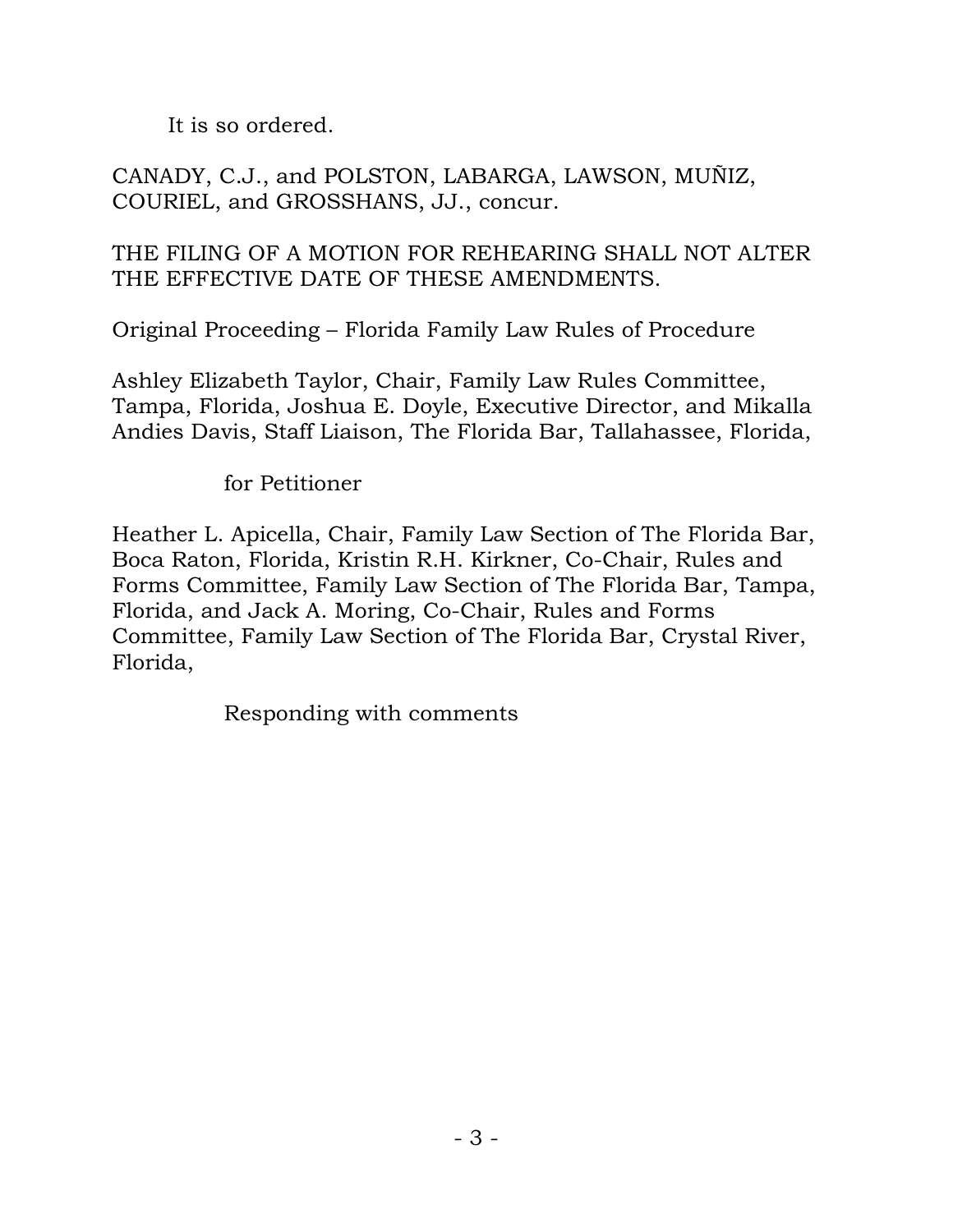It is so ordered.

CANADY, C.J., and POLSTON, LABARGA, LAWSON, MUÑIZ, COURIEL, and GROSSHANS, JJ., concur.

THE FILING OF A MOTION FOR REHEARING SHALL NOT ALTER THE EFFECTIVE DATE OF THESE AMENDMENTS.

Original Proceeding – Florida Family Law Rules of Procedure

Ashley Elizabeth Taylor, Chair, Family Law Rules Committee, Tampa, Florida, Joshua E. Doyle, Executive Director, and Mikalla Andies Davis, Staff Liaison, The Florida Bar, Tallahassee, Florida,

for Petitioner

Heather L. Apicella, Chair, Family Law Section of The Florida Bar, Boca Raton, Florida, Kristin R.H. Kirkner, Co-Chair, Rules and Forms Committee, Family Law Section of The Florida Bar, Tampa, Florida, and Jack A. Moring, Co-Chair, Rules and Forms Committee, Family Law Section of The Florida Bar, Crystal River, Florida,

Responding with comments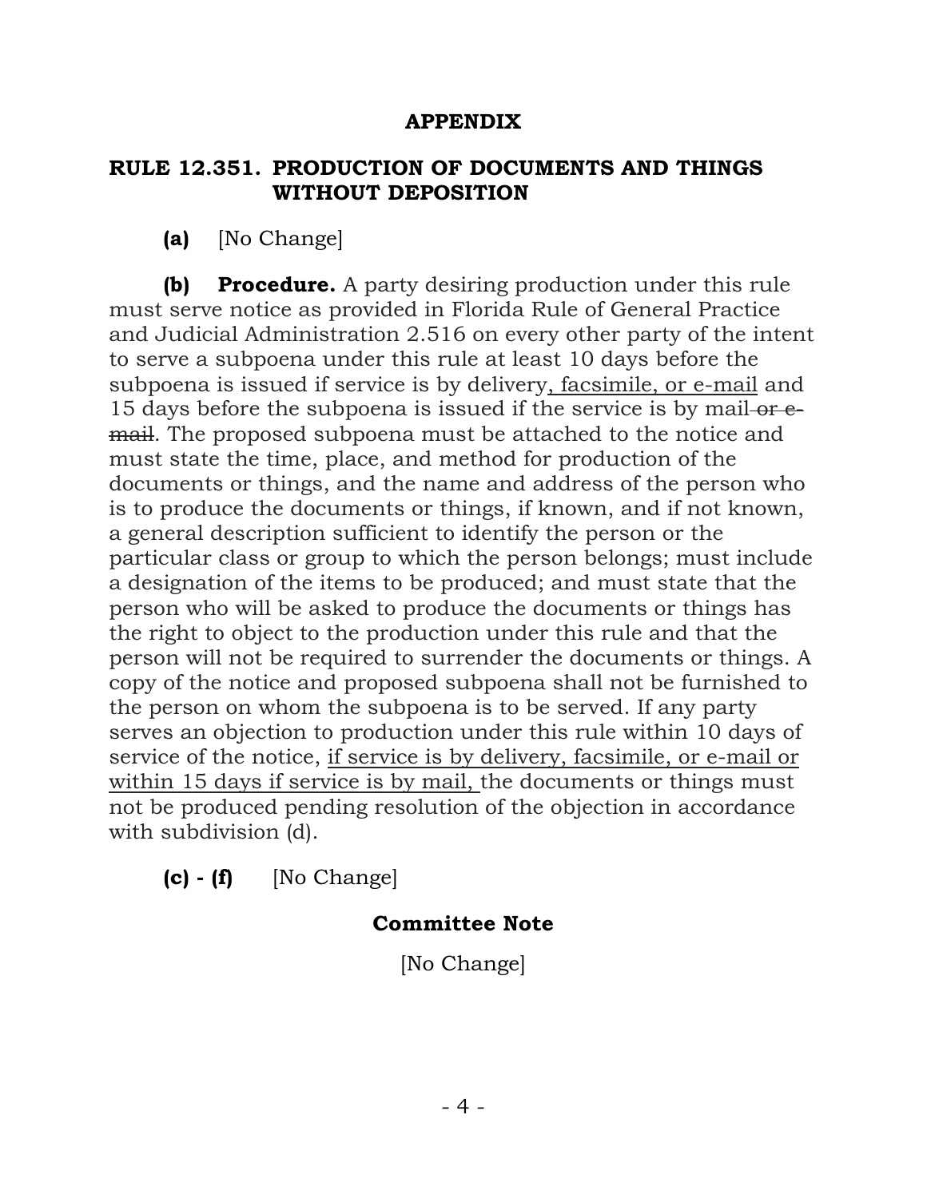## APPENDIX

## RULE 12.351. PRODUCTION OF DOCUMENTS AND THINGS WITHOUT DEPOSITION

**(a)** [No Change]

**(b) Procedure.** A party desiring production under this rule must serve notice as provided in Florida Rule of General Practice and Judicial Administration 2.516 on every other party of the intent to serve a subpoena under this rule at least 10 days before the subpoena is issued if service is by delivery<u>, facsimile, or e-mail</u> and 15 days before the subpoena is issued if the service is by mail~~ or e-mail~~. The proposed subpoena must be attached to the notice and must state the time, place, and method for production of the documents or things, and the name and address of the person who is to produce the documents or things, if known, and if not known, a general description sufficient to identify the person or the particular class or group to which the person belongs; must include a designation of the items to be produced; and must state that the person who will be asked to produce the documents or things has the right to object to the production under this rule and that the person will not be required to surrender the documents or things. A copy of the notice and proposed subpoena shall not be furnished to the person on whom the subpoena is to be served. If any party serves an objection to production under this rule within 10 days of service of the notice, <u>if service is by delivery, facsimile, or e-mail or within 15 days if service is by mail,</u> the documents or things must not be produced pending resolution of the objection in accordance with subdivision (d).

**(c) - (f)** [No Change]

**Committee Note**

[No Change]